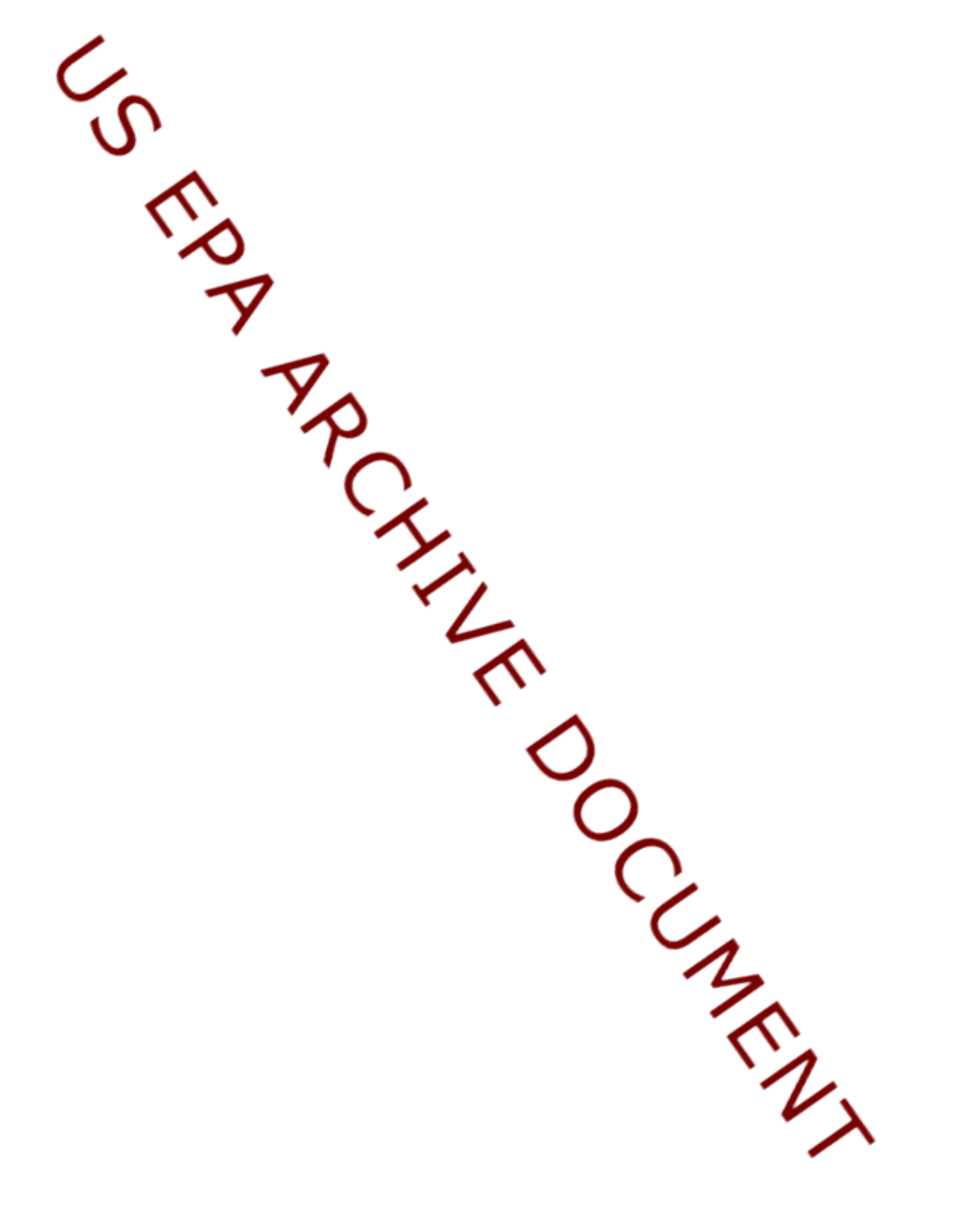US EPA ARCHIVE DOCUMENT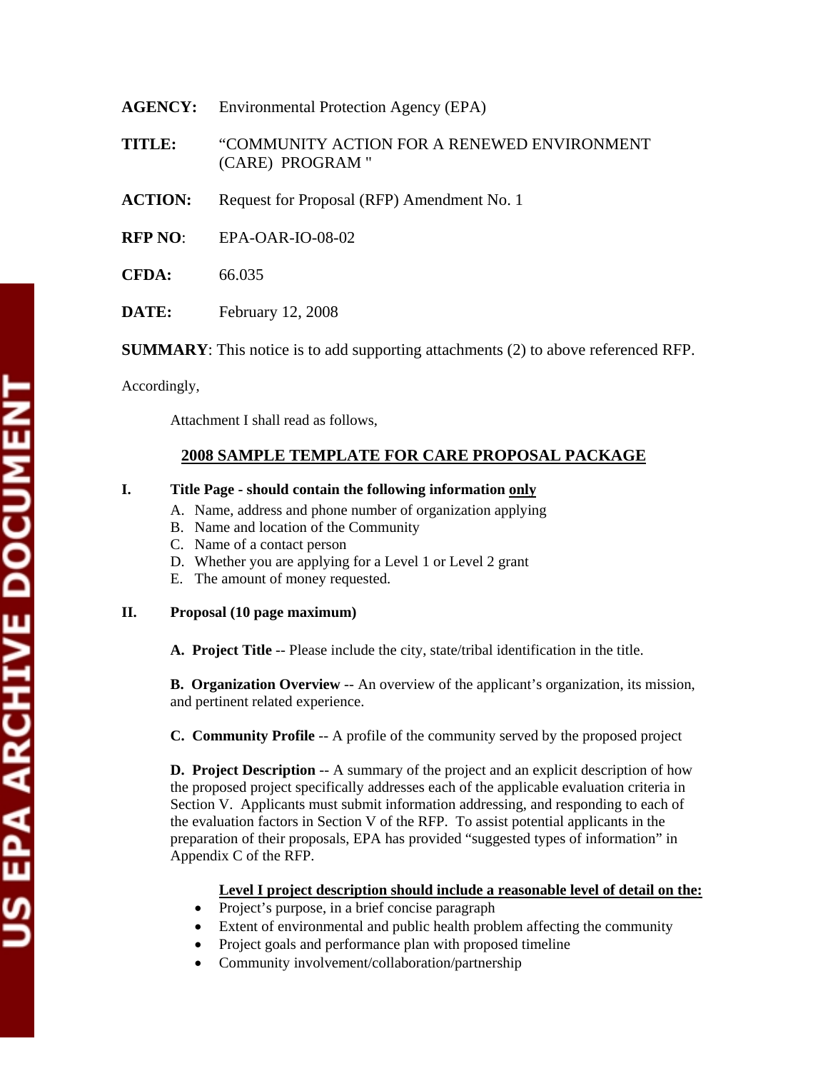**AGENCY:** Environmental Protection Agency (EPA)

**TITLE:** "COMMUNITY ACTION FOR A RENEWED ENVIRONMENT (CARE) PROGRAM "

**ACTION:** Request for Proposal (RFP) Amendment No. 1

**RFP NO**: EPA-OAR-IO-08-02

**CFDA:** 66.035

**DATE:** February 12, 2008

**SUMMARY**: This notice is to add supporting attachments (2) to above referenced RFP.

Accordingly,

Attachment I shall read as follows,

## 2008 SAMPLE TEMPLATE FOR CARE PROPOSAL PACKAGE

**I. Title Page - should contain the following information only**

A. Name, address and phone number of organization applying
B. Name and location of the Community
C. Name of a contact person
D. Whether you are applying for a Level 1 or Level 2 grant
E. The amount of money requested.

**II. Proposal (10 page maximum)**

**A. Project Title** -- Please include the city, state/tribal identification in the title.

**B. Organization Overview** -- An overview of the applicant's organization, its mission, and pertinent related experience.

**C. Community Profile** -- A profile of the community served by the proposed project

**D. Project Description** -- A summary of the project and an explicit description of how the proposed project specifically addresses each of the applicable evaluation criteria in Section V. Applicants must submit information addressing, and responding to each of the evaluation factors in Section V of the RFP. To assist potential applicants in the preparation of their proposals, EPA has provided "suggested types of information" in Appendix C of the RFP.

**Level I project description should include a reasonable level of detail on the:**

- Project's purpose, in a brief concise paragraph
- Extent of environmental and public health problem affecting the community
- Project goals and performance plan with proposed timeline
- Community involvement/collaboration/partnership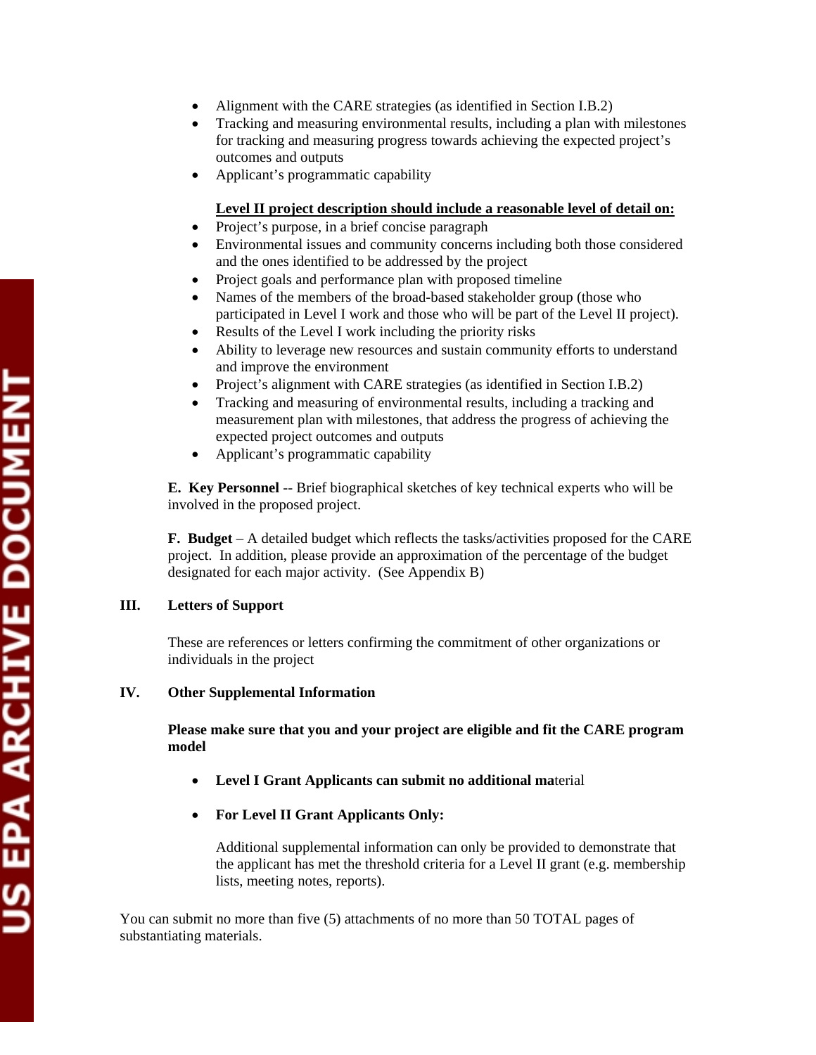- Alignment with the CARE strategies (as identified in Section I.B.2)
- Tracking and measuring environmental results, including a plan with milestones for tracking and measuring progress towards achieving the expected project's outcomes and outputs
- Applicant's programmatic capability

**<u>Level II project description should include a reasonable level of detail on:</u>**

- Project's purpose, in a brief concise paragraph
- Environmental issues and community concerns including both those considered and the ones identified to be addressed by the project
- Project goals and performance plan with proposed timeline
- Names of the members of the broad-based stakeholder group (those who participated in Level I work and those who will be part of the Level II project).
- Results of the Level I work including the priority risks
- Ability to leverage new resources and sustain community efforts to understand and improve the environment
- Project's alignment with CARE strategies (as identified in Section I.B.2)
- Tracking and measuring of environmental results, including a tracking and measurement plan with milestones, that address the progress of achieving the expected project outcomes and outputs
- Applicant's programmatic capability

**E. Key Personnel** -- Brief biographical sketches of key technical experts who will be involved in the proposed project.

**F. Budget** – A detailed budget which reflects the tasks/activities proposed for the CARE project. In addition, please provide an approximation of the percentage of the budget designated for each major activity. (See Appendix B)

## III. Letters of Support

These are references or letters confirming the commitment of other organizations or individuals in the project

## IV. Other Supplemental Information

**Please make sure that you and your project are eligible and fit the CARE program model**

- **Level I Grant Applicants can submit no additional ma**terial

- **For Level II Grant Applicants Only:**

  Additional supplemental information can only be provided to demonstrate that the applicant has met the threshold criteria for a Level II grant (e.g. membership lists, meeting notes, reports).

You can submit no more than five (5) attachments of no more than 50 TOTAL pages of substantiating materials.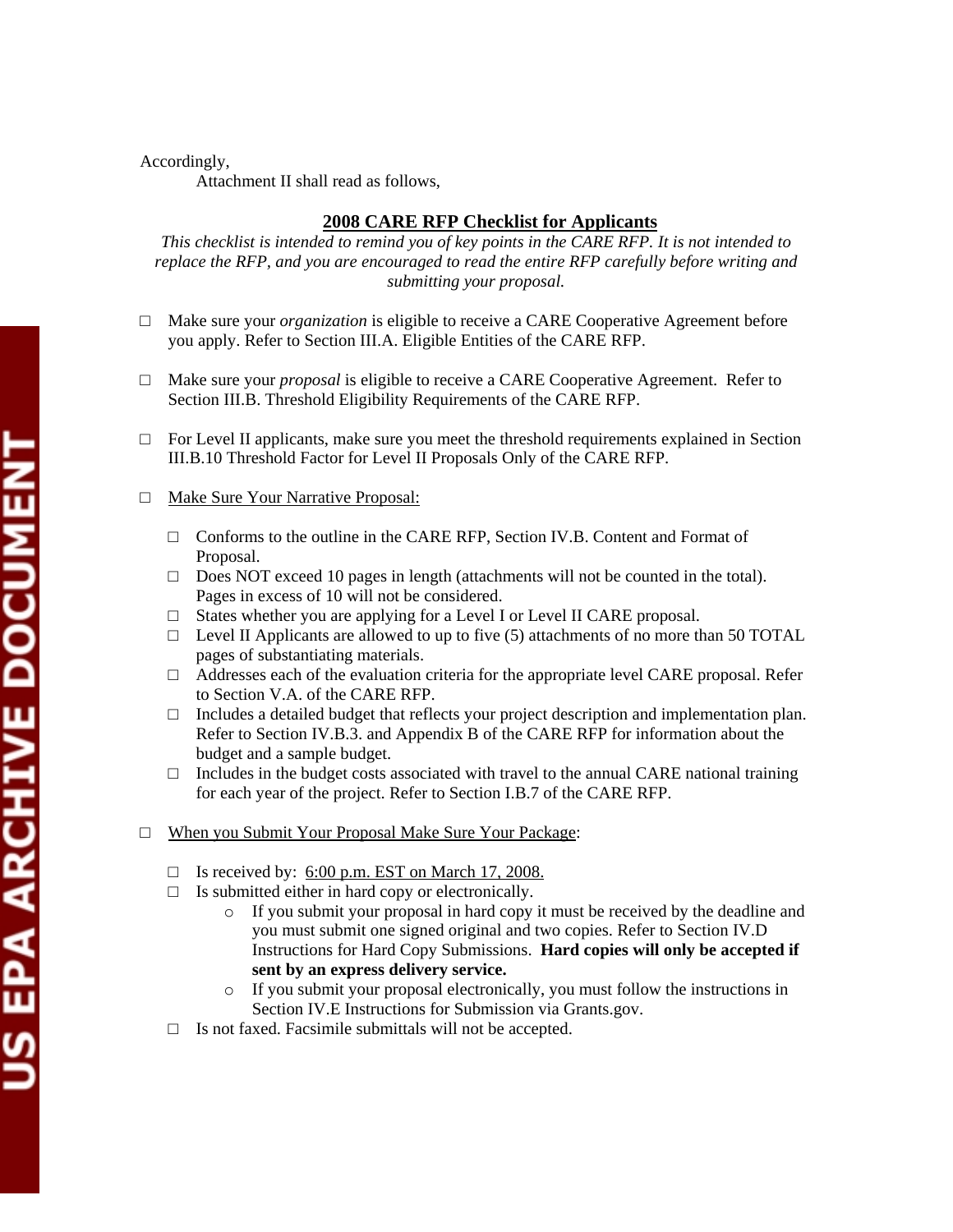Accordingly,

Attachment II shall read as follows,

## 2008 CARE RFP Checklist for Applicants

*This checklist is intended to remind you of key points in the CARE RFP. It is not intended to replace the RFP, and you are encouraged to read the entire RFP carefully before writing and submitting your proposal.*

- □ Make sure your *organization* is eligible to receive a CARE Cooperative Agreement before you apply. Refer to Section III.A. Eligible Entities of the CARE RFP.

- □ Make sure your *proposal* is eligible to receive a CARE Cooperative Agreement. Refer to Section III.B. Threshold Eligibility Requirements of the CARE RFP.

- □ For Level II applicants, make sure you meet the threshold requirements explained in Section III.B.10 Threshold Factor for Level II Proposals Only of the CARE RFP.

- □ <u>Make Sure Your Narrative Proposal:</u>

  - □ Conforms to the outline in the CARE RFP, Section IV.B. Content and Format of Proposal.
  - □ Does NOT exceed 10 pages in length (attachments will not be counted in the total). Pages in excess of 10 will not be considered.
  - □ States whether you are applying for a Level I or Level II CARE proposal.
  - □ Level II Applicants are allowed to up to five (5) attachments of no more than 50 TOTAL pages of substantiating materials.
  - □ Addresses each of the evaluation criteria for the appropriate level CARE proposal. Refer to Section V.A. of the CARE RFP.
  - □ Includes a detailed budget that reflects your project description and implementation plan. Refer to Section IV.B.3. and Appendix B of the CARE RFP for information about the budget and a sample budget.
  - □ Includes in the budget costs associated with travel to the annual CARE national training for each year of the project. Refer to Section I.B.7 of the CARE RFP.

- □ <u>When you Submit Your Proposal Make Sure Your Package</u>:

  - □ Is received by: <u>6:00 p.m. EST on March 17, 2008.</u>
  - □ Is submitted either in hard copy or electronically.
    - o If you submit your proposal in hard copy it must be received by the deadline and you must submit one signed original and two copies. Refer to Section IV.D Instructions for Hard Copy Submissions. **Hard copies will only be accepted if sent by an express delivery service.**
    - o If you submit your proposal electronically, you must follow the instructions in Section IV.E Instructions for Submission via Grants.gov.
  - □ Is not faxed. Facsimile submittals will not be accepted.